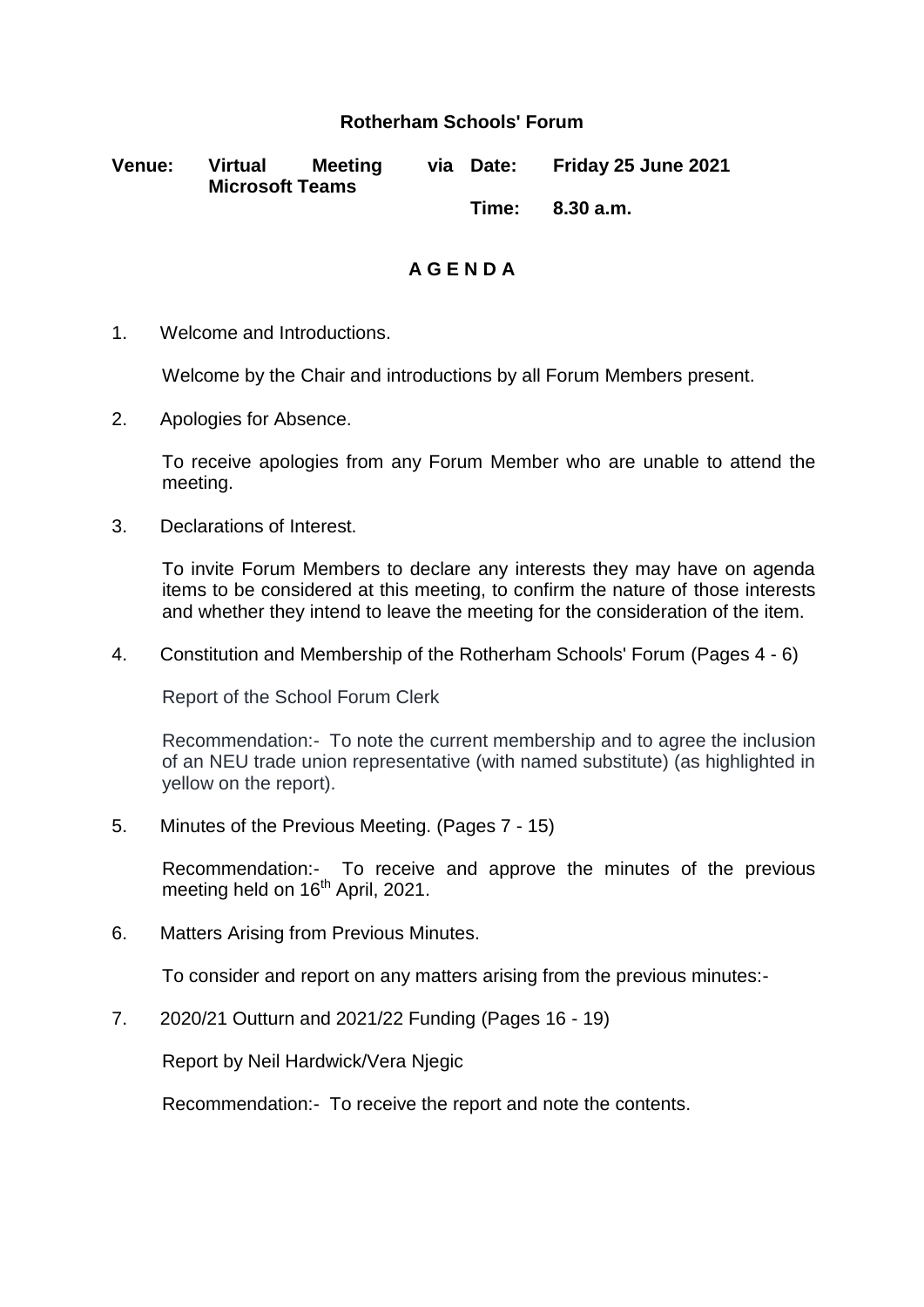# Rotherham Schools' Forum

**Venue:** **Virtual Meeting via Microsoft Teams**

**Date:** **Friday 25 June 2021**

**Time:** **8.30 a.m.**

## A G E N D A

1. Welcome and Introductions.

   Welcome by the Chair and introductions by all Forum Members present.

2. Apologies for Absence.

   To receive apologies from any Forum Member who are unable to attend the meeting.

3. Declarations of Interest.

   To invite Forum Members to declare any interests they may have on agenda items to be considered at this meeting, to confirm the nature of those interests and whether they intend to leave the meeting for the consideration of the item.

4. Constitution and Membership of the Rotherham Schools' Forum (Pages 4 - 6)

   Report of the School Forum Clerk

   Recommendation:- To note the current membership and to agree the inclusion of an NEU trade union representative (with named substitute) (as highlighted in yellow on the report).

5. Minutes of the Previous Meeting. (Pages 7 - 15)

   Recommendation:- To receive and approve the minutes of the previous meeting held on 16th April, 2021.

6. Matters Arising from Previous Minutes.

   To consider and report on any matters arising from the previous minutes:-

7. 2020/21 Outturn and 2021/22 Funding (Pages 16 - 19)

   Report by Neil Hardwick/Vera Njegic

   Recommendation:- To receive the report and note the contents.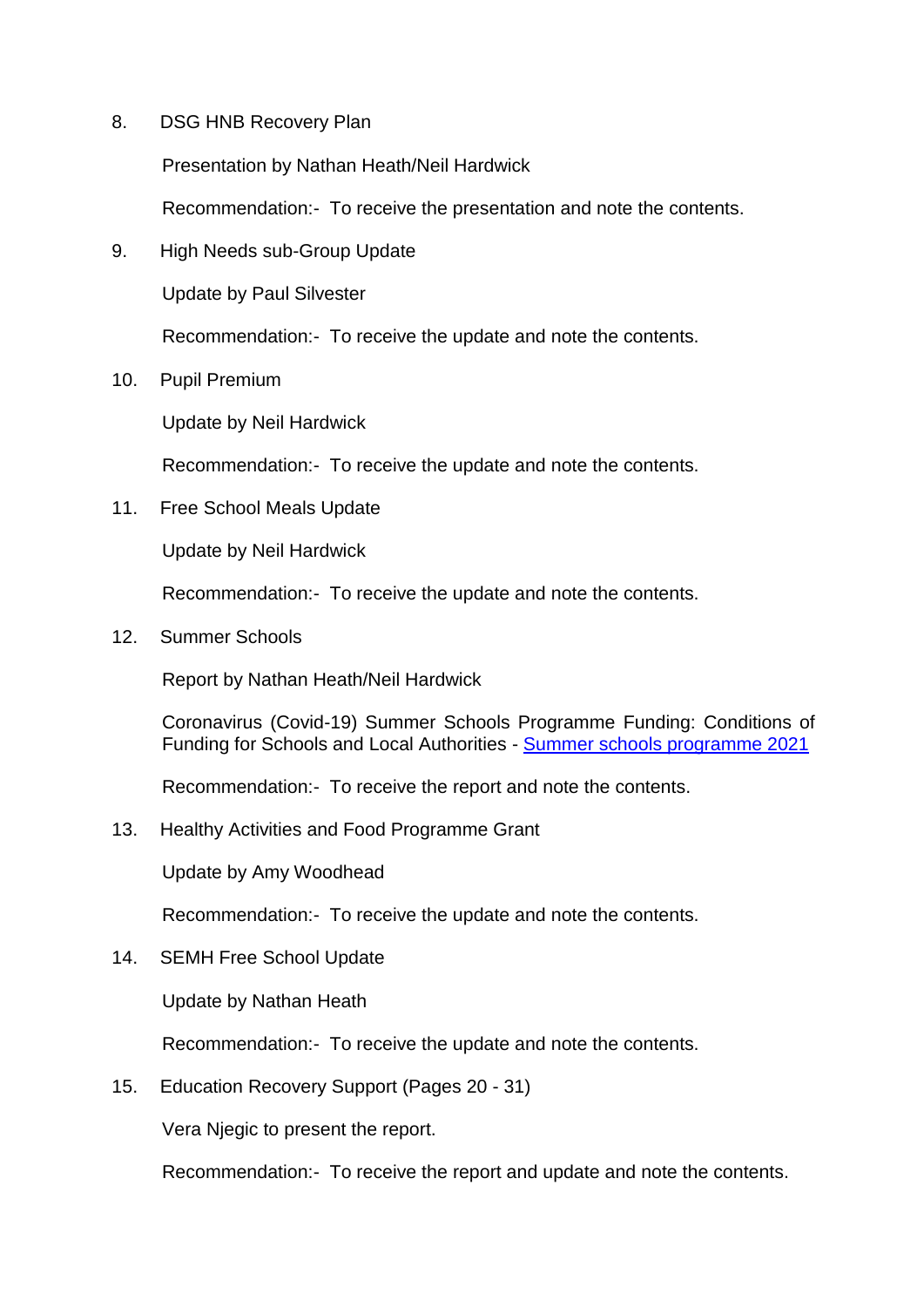8. DSG HNB Recovery Plan

   Presentation by Nathan Heath/Neil Hardwick

   Recommendation:- To receive the presentation and note the contents.

9. High Needs sub-Group Update

   Update by Paul Silvester

   Recommendation:- To receive the update and note the contents.

10. Pupil Premium

    Update by Neil Hardwick

    Recommendation:- To receive the update and note the contents.

11. Free School Meals Update

    Update by Neil Hardwick

    Recommendation:- To receive the update and note the contents.

12. Summer Schools

    Report by Nathan Heath/Neil Hardwick

    Coronavirus (Covid-19) Summer Schools Programme Funding: Conditions of Funding for Schools and Local Authorities - Summer schools programme 2021

    Recommendation:- To receive the report and note the contents.

13. Healthy Activities and Food Programme Grant

    Update by Amy Woodhead

    Recommendation:- To receive the update and note the contents.

14. SEMH Free School Update

    Update by Nathan Heath

    Recommendation:- To receive the update and note the contents.

15. Education Recovery Support (Pages 20 - 31)

    Vera Njegic to present the report.

    Recommendation:- To receive the report and update and note the contents.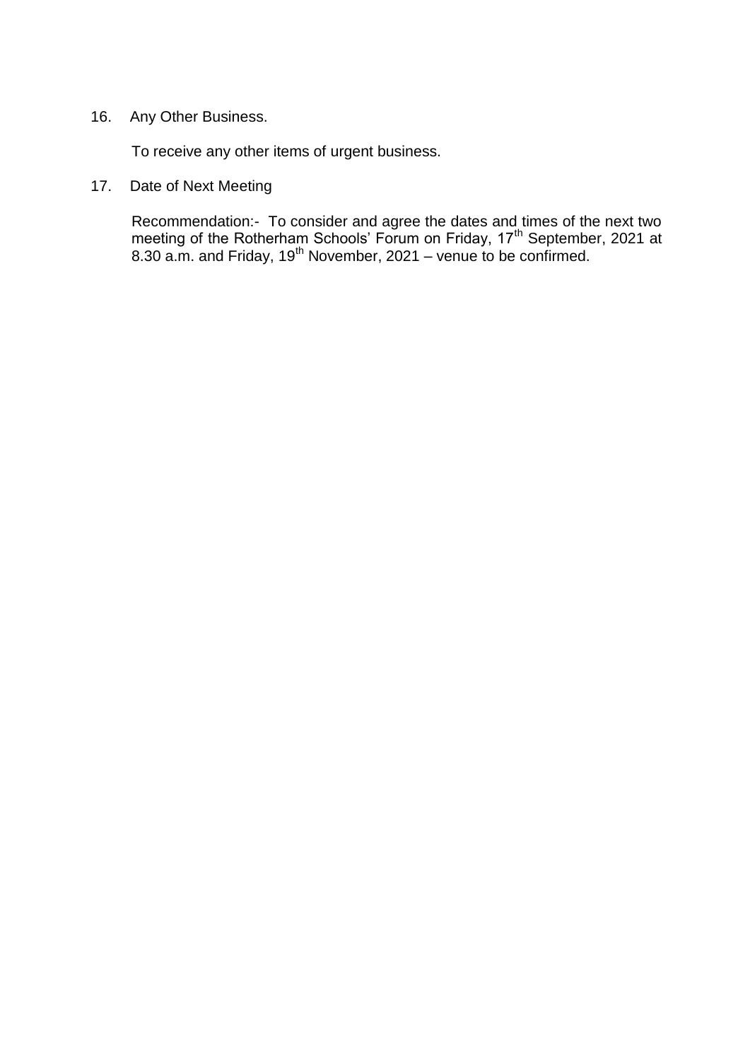16. Any Other Business.

    To receive any other items of urgent business.

17. Date of Next Meeting

    Recommendation:- To consider and agree the dates and times of the next two meeting of the Rotherham Schools' Forum on Friday, 17th September, 2021 at 8.30 a.m. and Friday, 19th November, 2021 – venue to be confirmed.